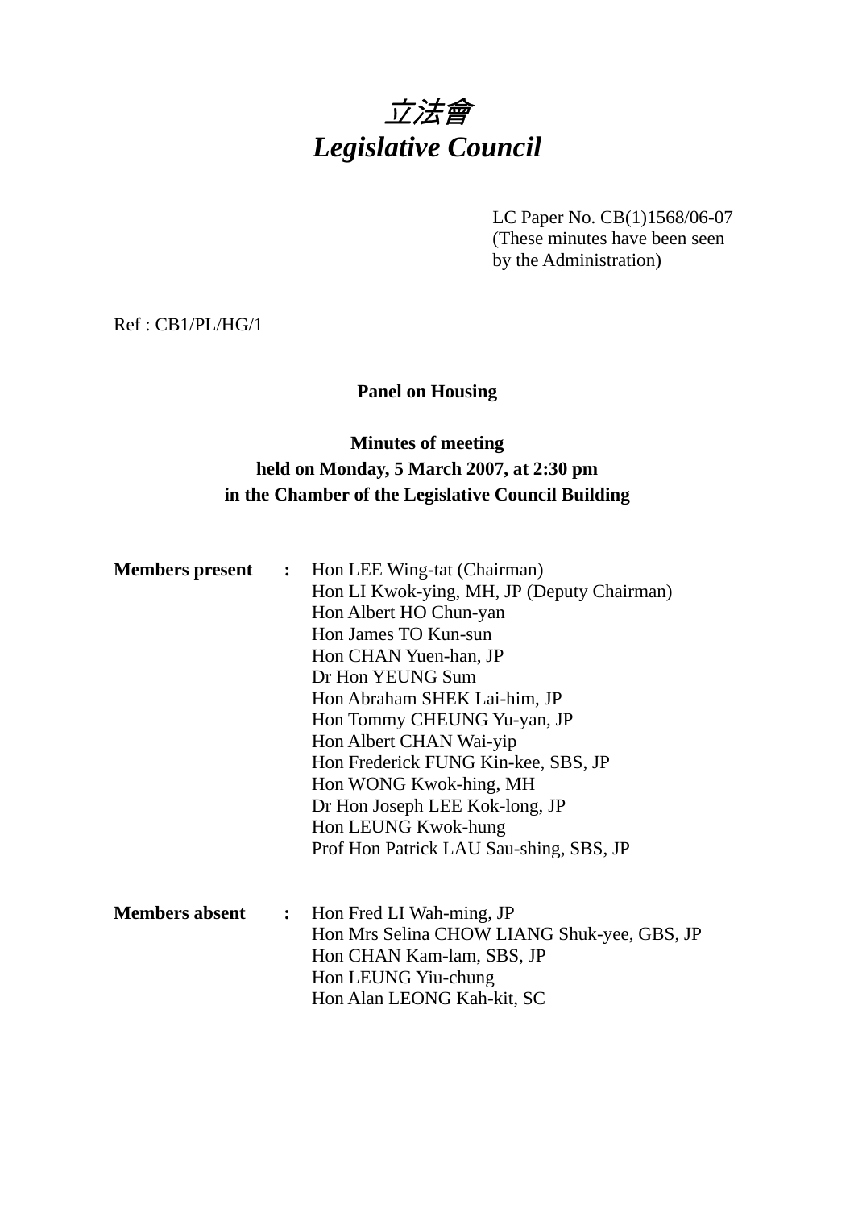# *立法會*
# *Legislative Council*

LC Paper No. CB(1)1568/06-07
(These minutes have been seen by the Administration)

Ref : CB1/PL/HG/1

**Panel on Housing**

**Minutes of meeting**
**held on Monday, 5 March 2007, at 2:30 pm**
**in the Chamber of the Legislative Council Building**

**Members present :**
Hon LEE Wing-tat (Chairman)
Hon LI Kwok-ying, MH, JP (Deputy Chairman)
Hon Albert HO Chun-yan
Hon James TO Kun-sun
Hon CHAN Yuen-han, JP
Dr Hon YEUNG Sum
Hon Abraham SHEK Lai-him, JP
Hon Tommy CHEUNG Yu-yan, JP
Hon Albert CHAN Wai-yip
Hon Frederick FUNG Kin-kee, SBS, JP
Hon WONG Kwok-hing, MH
Dr Hon Joseph LEE Kok-long, JP
Hon LEUNG Kwok-hung
Prof Hon Patrick LAU Sau-shing, SBS, JP

**Members absent :**
Hon Fred LI Wah-ming, JP
Hon Mrs Selina CHOW LIANG Shuk-yee, GBS, JP
Hon CHAN Kam-lam, SBS, JP
Hon LEUNG Yiu-chung
Hon Alan LEONG Kah-kit, SC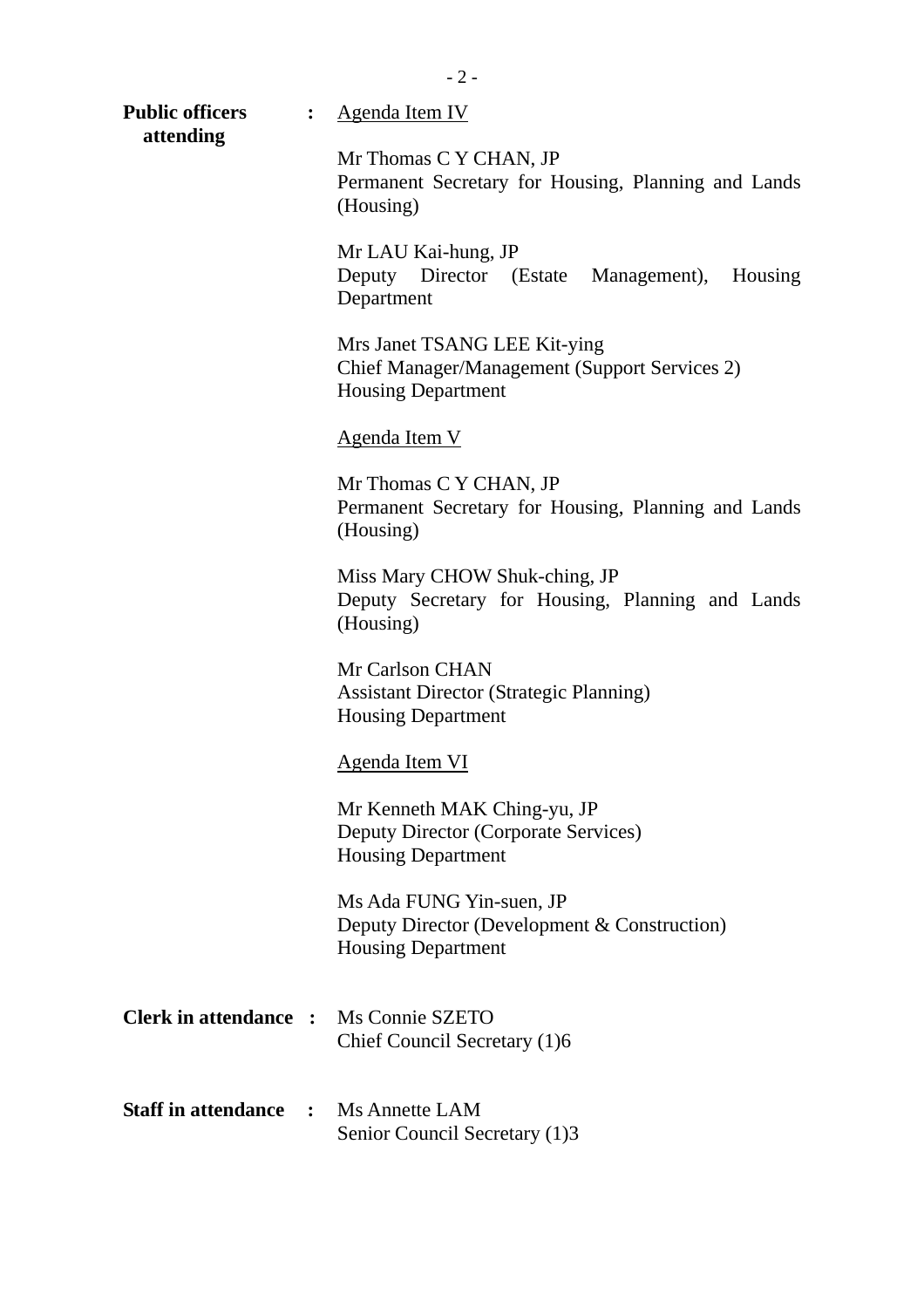**Public officers attending** : <u>Agenda Item IV</u>

Mr Thomas C Y CHAN, JP
Permanent Secretary for Housing, Planning and Lands (Housing)

Mr LAU Kai-hung, JP
Deputy Director (Estate Management), Housing Department

Mrs Janet TSANG LEE Kit-ying
Chief Manager/Management (Support Services 2)
Housing Department

<u>Agenda Item V</u>

Mr Thomas C Y CHAN, JP
Permanent Secretary for Housing, Planning and Lands (Housing)

Miss Mary CHOW Shuk-ching, JP
Deputy Secretary for Housing, Planning and Lands (Housing)

Mr Carlson CHAN
Assistant Director (Strategic Planning)
Housing Department

<u>Agenda Item VI</u>

Mr Kenneth MAK Ching-yu, JP
Deputy Director (Corporate Services)
Housing Department

Ms Ada FUNG Yin-suen, JP
Deputy Director (Development & Construction)
Housing Department

**Clerk in attendance** : Ms Connie SZETO
Chief Council Secretary (1)6

**Staff in attendance** : Ms Annette LAM
Senior Council Secretary (1)3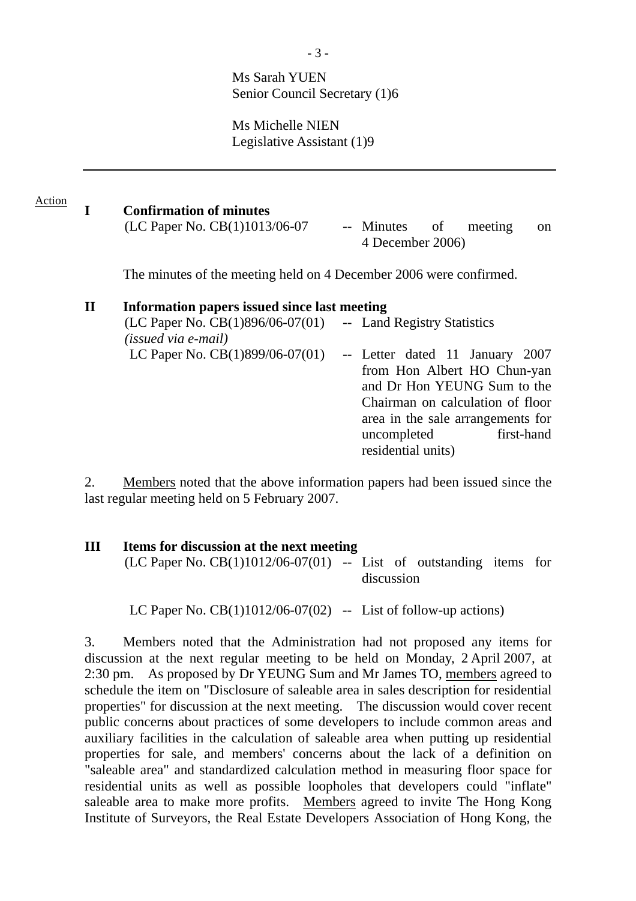Ms Sarah YUEN
Senior Council Secretary (1)6

Ms Michelle NIEN
Legislative Assistant (1)9

---

Action

**I Confirmation of minutes**

(LC Paper No. CB(1)1013/06-07 -- Minutes of meeting on 4 December 2006)

The minutes of the meeting held on 4 December 2006 were confirmed.

**II Information papers issued since last meeting**

(LC Paper No. CB(1)896/06-07(01) *(issued via e-mail)* -- Land Registry Statistics

LC Paper No. CB(1)899/06-07(01) -- Letter dated 11 January 2007 from Hon Albert HO Chun-yan and Dr Hon YEUNG Sum to the Chairman on calculation of floor area in the sale arrangements for uncompleted first-hand residential units)

2. Members noted that the above information papers had been issued since the last regular meeting held on 5 February 2007.

**III Items for discussion at the next meeting**

(LC Paper No. CB(1)1012/06-07(01) -- List of outstanding items for discussion

LC Paper No. CB(1)1012/06-07(02) -- List of follow-up actions)

3. Members noted that the Administration had not proposed any items for discussion at the next regular meeting to be held on Monday, 2 April 2007, at 2:30 pm. As proposed by Dr YEUNG Sum and Mr James TO, members agreed to schedule the item on "Disclosure of saleable area in sales description for residential properties" for discussion at the next meeting. The discussion would cover recent public concerns about practices of some developers to include common areas and auxiliary facilities in the calculation of saleable area when putting up residential properties for sale, and members' concerns about the lack of a definition on "saleable area" and standardized calculation method in measuring floor space for residential units as well as possible loopholes that developers could "inflate" saleable area to make more profits. Members agreed to invite The Hong Kong Institute of Surveyors, the Real Estate Developers Association of Hong Kong, the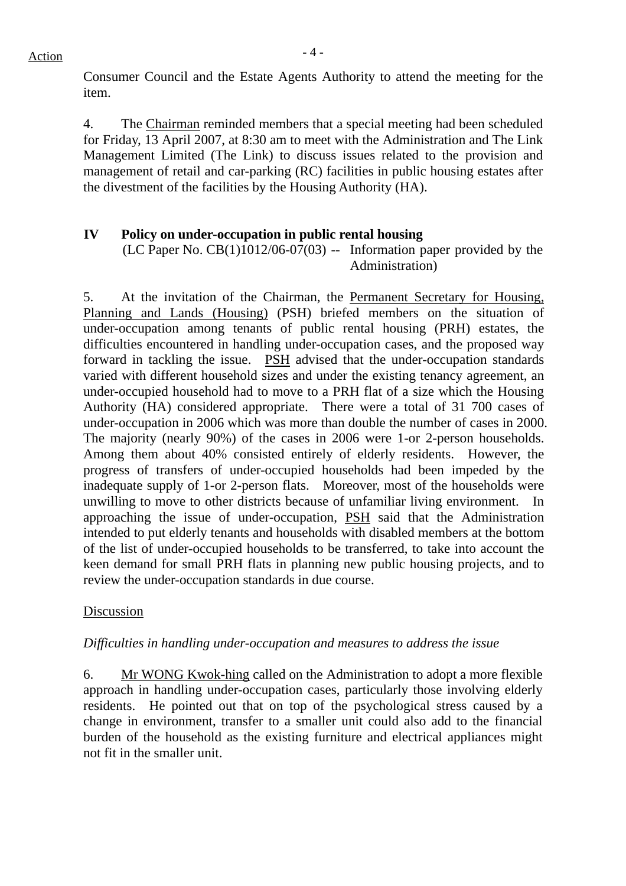Consumer Council and the Estate Agents Authority to attend the meeting for the item.

4. The Chairman reminded members that a special meeting had been scheduled for Friday, 13 April 2007, at 8:30 am to meet with the Administration and The Link Management Limited (The Link) to discuss issues related to the provision and management of retail and car-parking (RC) facilities in public housing estates after the divestment of the facilities by the Housing Authority (HA).

## IV Policy on under-occupation in public rental housing

(LC Paper No. CB(1)1012/06-07(03) -- Information paper provided by the Administration)

5. At the invitation of the Chairman, the Permanent Secretary for Housing, Planning and Lands (Housing) (PSH) briefed members on the situation of under-occupation among tenants of public rental housing (PRH) estates, the difficulties encountered in handling under-occupation cases, and the proposed way forward in tackling the issue. PSH advised that the under-occupation standards varied with different household sizes and under the existing tenancy agreement, an under-occupied household had to move to a PRH flat of a size which the Housing Authority (HA) considered appropriate. There were a total of 31 700 cases of under-occupation in 2006 which was more than double the number of cases in 2000. The majority (nearly 90%) of the cases in 2006 were 1-or 2-person households. Among them about 40% consisted entirely of elderly residents. However, the progress of transfers of under-occupied households had been impeded by the inadequate supply of 1-or 2-person flats. Moreover, most of the households were unwilling to move to other districts because of unfamiliar living environment. In approaching the issue of under-occupation, PSH said that the Administration intended to put elderly tenants and households with disabled members at the bottom of the list of under-occupied households to be transferred, to take into account the keen demand for small PRH flats in planning new public housing projects, and to review the under-occupation standards in due course.

Discussion

*Difficulties in handling under-occupation and measures to address the issue*

6. Mr WONG Kwok-hing called on the Administration to adopt a more flexible approach in handling under-occupation cases, particularly those involving elderly residents. He pointed out that on top of the psychological stress caused by a change in environment, transfer to a smaller unit could also add to the financial burden of the household as the existing furniture and electrical appliances might not fit in the smaller unit.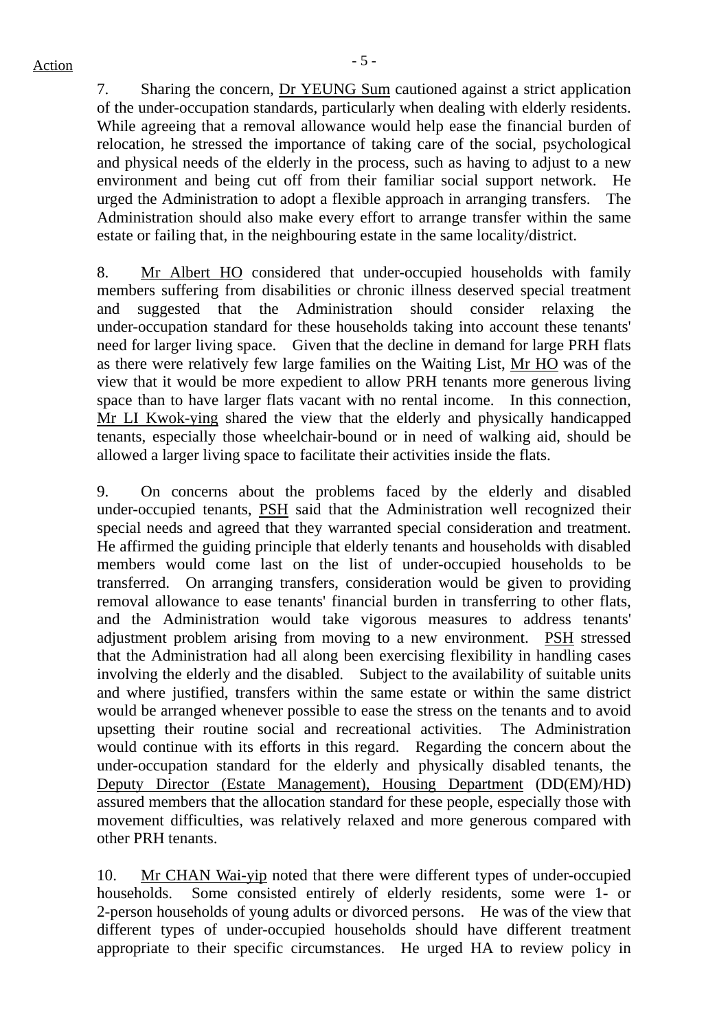7. Sharing the concern, Dr YEUNG Sum cautioned against a strict application of the under-occupation standards, particularly when dealing with elderly residents. While agreeing that a removal allowance would help ease the financial burden of relocation, he stressed the importance of taking care of the social, psychological and physical needs of the elderly in the process, such as having to adjust to a new environment and being cut off from their familiar social support network. He urged the Administration to adopt a flexible approach in arranging transfers. The Administration should also make every effort to arrange transfer within the same estate or failing that, in the neighbouring estate in the same locality/district.

8. Mr Albert HO considered that under-occupied households with family members suffering from disabilities or chronic illness deserved special treatment and suggested that the Administration should consider relaxing the under-occupation standard for these households taking into account these tenants' need for larger living space. Given that the decline in demand for large PRH flats as there were relatively few large families on the Waiting List, Mr HO was of the view that it would be more expedient to allow PRH tenants more generous living space than to have larger flats vacant with no rental income. In this connection, Mr LI Kwok-ying shared the view that the elderly and physically handicapped tenants, especially those wheelchair-bound or in need of walking aid, should be allowed a larger living space to facilitate their activities inside the flats.

9. On concerns about the problems faced by the elderly and disabled under-occupied tenants, PSH said that the Administration well recognized their special needs and agreed that they warranted special consideration and treatment. He affirmed the guiding principle that elderly tenants and households with disabled members would come last on the list of under-occupied households to be transferred. On arranging transfers, consideration would be given to providing removal allowance to ease tenants' financial burden in transferring to other flats, and the Administration would take vigorous measures to address tenants' adjustment problem arising from moving to a new environment. PSH stressed that the Administration had all along been exercising flexibility in handling cases involving the elderly and the disabled. Subject to the availability of suitable units and where justified, transfers within the same estate or within the same district would be arranged whenever possible to ease the stress on the tenants and to avoid upsetting their routine social and recreational activities. The Administration would continue with its efforts in this regard. Regarding the concern about the under-occupation standard for the elderly and physically disabled tenants, the Deputy Director (Estate Management), Housing Department (DD(EM)/HD) assured members that the allocation standard for these people, especially those with movement difficulties, was relatively relaxed and more generous compared with other PRH tenants.

10. Mr CHAN Wai-yip noted that there were different types of under-occupied households. Some consisted entirely of elderly residents, some were 1- or 2-person households of young adults or divorced persons. He was of the view that different types of under-occupied households should have different treatment appropriate to their specific circumstances. He urged HA to review policy in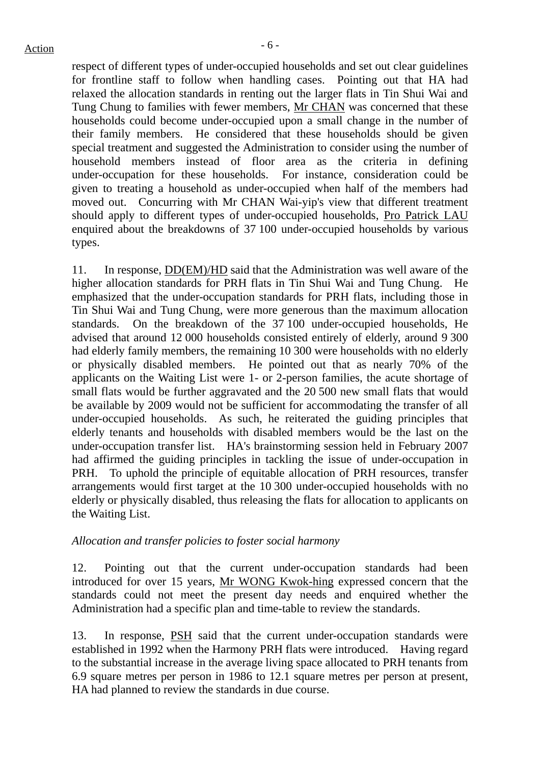respect of different types of under-occupied households and set out clear guidelines for frontline staff to follow when handling cases. Pointing out that HA had relaxed the allocation standards in renting out the larger flats in Tin Shui Wai and Tung Chung to families with fewer members, Mr CHAN was concerned that these households could become under-occupied upon a small change in the number of their family members. He considered that these households should be given special treatment and suggested the Administration to consider using the number of household members instead of floor area as the criteria in defining under-occupation for these households. For instance, consideration could be given to treating a household as under-occupied when half of the members had moved out. Concurring with Mr CHAN Wai-yip's view that different treatment should apply to different types of under-occupied households, Pro Patrick LAU enquired about the breakdowns of 37 100 under-occupied households by various types.

11. In response, DD(EM)/HD said that the Administration was well aware of the higher allocation standards for PRH flats in Tin Shui Wai and Tung Chung. He emphasized that the under-occupation standards for PRH flats, including those in Tin Shui Wai and Tung Chung, were more generous than the maximum allocation standards. On the breakdown of the 37 100 under-occupied households, He advised that around 12 000 households consisted entirely of elderly, around 9 300 had elderly family members, the remaining 10 300 were households with no elderly or physically disabled members. He pointed out that as nearly 70% of the applicants on the Waiting List were 1- or 2-person families, the acute shortage of small flats would be further aggravated and the 20 500 new small flats that would be available by 2009 would not be sufficient for accommodating the transfer of all under-occupied households. As such, he reiterated the guiding principles that elderly tenants and households with disabled members would be the last on the under-occupation transfer list. HA's brainstorming session held in February 2007 had affirmed the guiding principles in tackling the issue of under-occupation in PRH. To uphold the principle of equitable allocation of PRH resources, transfer arrangements would first target at the 10 300 under-occupied households with no elderly or physically disabled, thus releasing the flats for allocation to applicants on the Waiting List.

*Allocation and transfer policies to foster social harmony*

12. Pointing out that the current under-occupation standards had been introduced for over 15 years, Mr WONG Kwok-hing expressed concern that the standards could not meet the present day needs and enquired whether the Administration had a specific plan and time-table to review the standards.

13. In response, PSH said that the current under-occupation standards were established in 1992 when the Harmony PRH flats were introduced. Having regard to the substantial increase in the average living space allocated to PRH tenants from 6.9 square metres per person in 1986 to 12.1 square metres per person at present, HA had planned to review the standards in due course.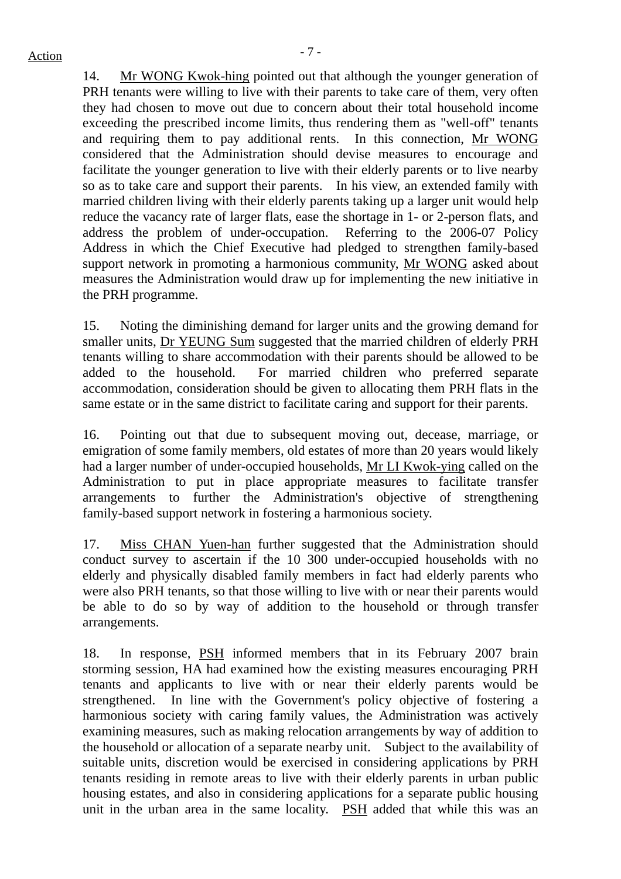14. Mr WONG Kwok-hing pointed out that although the younger generation of PRH tenants were willing to live with their parents to take care of them, very often they had chosen to move out due to concern about their total household income exceeding the prescribed income limits, thus rendering them as "well-off" tenants and requiring them to pay additional rents. In this connection, Mr WONG considered that the Administration should devise measures to encourage and facilitate the younger generation to live with their elderly parents or to live nearby so as to take care and support their parents. In his view, an extended family with married children living with their elderly parents taking up a larger unit would help reduce the vacancy rate of larger flats, ease the shortage in 1- or 2-person flats, and address the problem of under-occupation. Referring to the 2006-07 Policy Address in which the Chief Executive had pledged to strengthen family-based support network in promoting a harmonious community, Mr WONG asked about measures the Administration would draw up for implementing the new initiative in the PRH programme.

15. Noting the diminishing demand for larger units and the growing demand for smaller units, Dr YEUNG Sum suggested that the married children of elderly PRH tenants willing to share accommodation with their parents should be allowed to be added to the household. For married children who preferred separate accommodation, consideration should be given to allocating them PRH flats in the same estate or in the same district to facilitate caring and support for their parents.

16. Pointing out that due to subsequent moving out, decease, marriage, or emigration of some family members, old estates of more than 20 years would likely had a larger number of under-occupied households, Mr LI Kwok-ying called on the Administration to put in place appropriate measures to facilitate transfer arrangements to further the Administration's objective of strengthening family-based support network in fostering a harmonious society.

17. Miss CHAN Yuen-han further suggested that the Administration should conduct survey to ascertain if the 10 300 under-occupied households with no elderly and physically disabled family members in fact had elderly parents who were also PRH tenants, so that those willing to live with or near their parents would be able to do so by way of addition to the household or through transfer arrangements.

18. In response, PSH informed members that in its February 2007 brain storming session, HA had examined how the existing measures encouraging PRH tenants and applicants to live with or near their elderly parents would be strengthened. In line with the Government's policy objective of fostering a harmonious society with caring family values, the Administration was actively examining measures, such as making relocation arrangements by way of addition to the household or allocation of a separate nearby unit. Subject to the availability of suitable units, discretion would be exercised in considering applications by PRH tenants residing in remote areas to live with their elderly parents in urban public housing estates, and also in considering applications for a separate public housing unit in the urban area in the same locality. PSH added that while this was an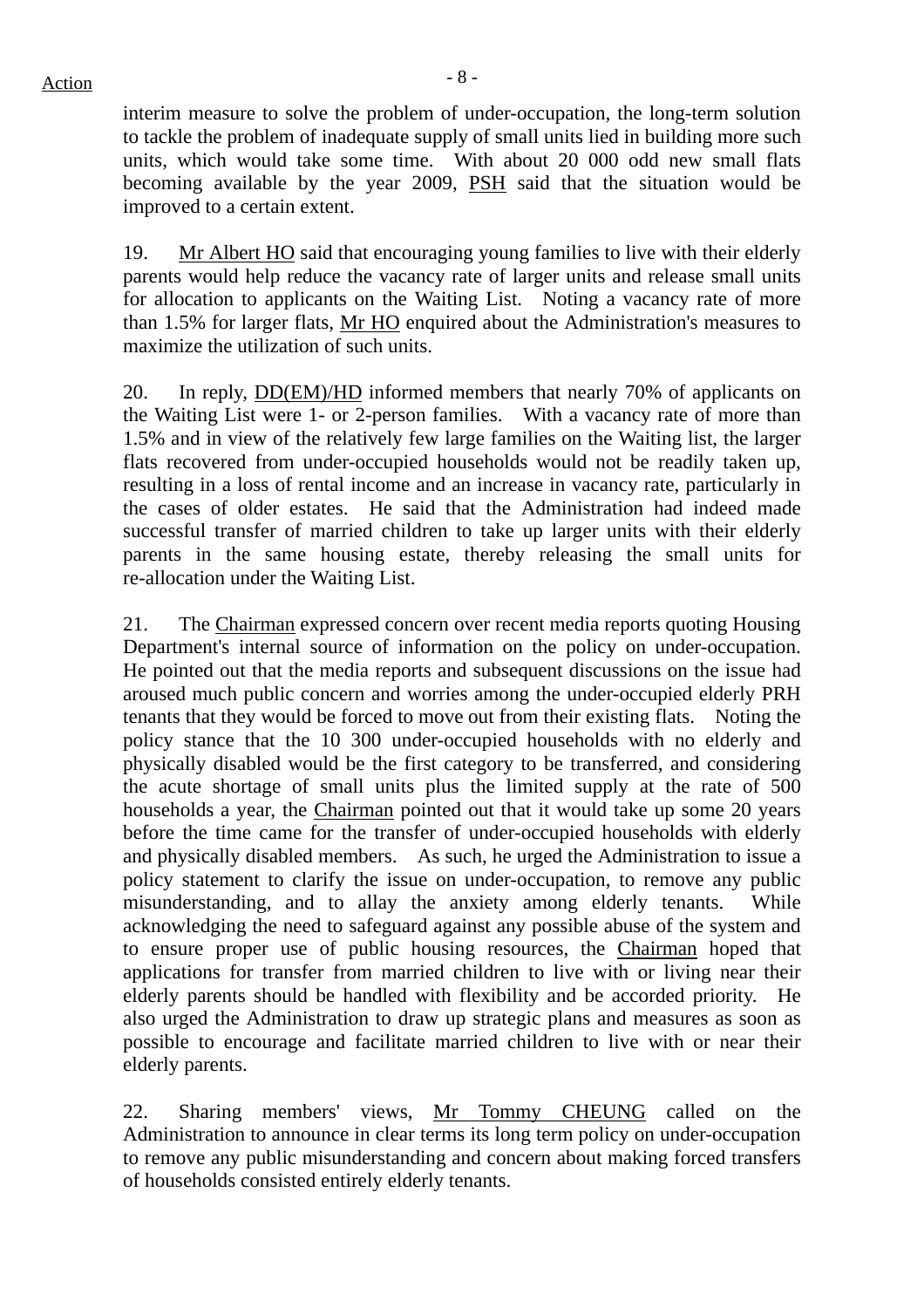interim measure to solve the problem of under-occupation, the long-term solution to tackle the problem of inadequate supply of small units lied in building more such units, which would take some time. With about 20 000 odd new small flats becoming available by the year 2009, PSH said that the situation would be improved to a certain extent.

19. Mr Albert HO said that encouraging young families to live with their elderly parents would help reduce the vacancy rate of larger units and release small units for allocation to applicants on the Waiting List. Noting a vacancy rate of more than 1.5% for larger flats, Mr HO enquired about the Administration's measures to maximize the utilization of such units.

20. In reply, DD(EM)/HD informed members that nearly 70% of applicants on the Waiting List were 1- or 2-person families. With a vacancy rate of more than 1.5% and in view of the relatively few large families on the Waiting list, the larger flats recovered from under-occupied households would not be readily taken up, resulting in a loss of rental income and an increase in vacancy rate, particularly in the cases of older estates. He said that the Administration had indeed made successful transfer of married children to take up larger units with their elderly parents in the same housing estate, thereby releasing the small units for re-allocation under the Waiting List.

21. The Chairman expressed concern over recent media reports quoting Housing Department's internal source of information on the policy on under-occupation. He pointed out that the media reports and subsequent discussions on the issue had aroused much public concern and worries among the under-occupied elderly PRH tenants that they would be forced to move out from their existing flats. Noting the policy stance that the 10 300 under-occupied households with no elderly and physically disabled would be the first category to be transferred, and considering the acute shortage of small units plus the limited supply at the rate of 500 households a year, the Chairman pointed out that it would take up some 20 years before the time came for the transfer of under-occupied households with elderly and physically disabled members. As such, he urged the Administration to issue a policy statement to clarify the issue on under-occupation, to remove any public misunderstanding, and to allay the anxiety among elderly tenants. While acknowledging the need to safeguard against any possible abuse of the system and to ensure proper use of public housing resources, the Chairman hoped that applications for transfer from married children to live with or living near their elderly parents should be handled with flexibility and be accorded priority. He also urged the Administration to draw up strategic plans and measures as soon as possible to encourage and facilitate married children to live with or near their elderly parents.

22. Sharing members' views, Mr Tommy CHEUNG called on the Administration to announce in clear terms its long term policy on under-occupation to remove any public misunderstanding and concern about making forced transfers of households consisted entirely elderly tenants.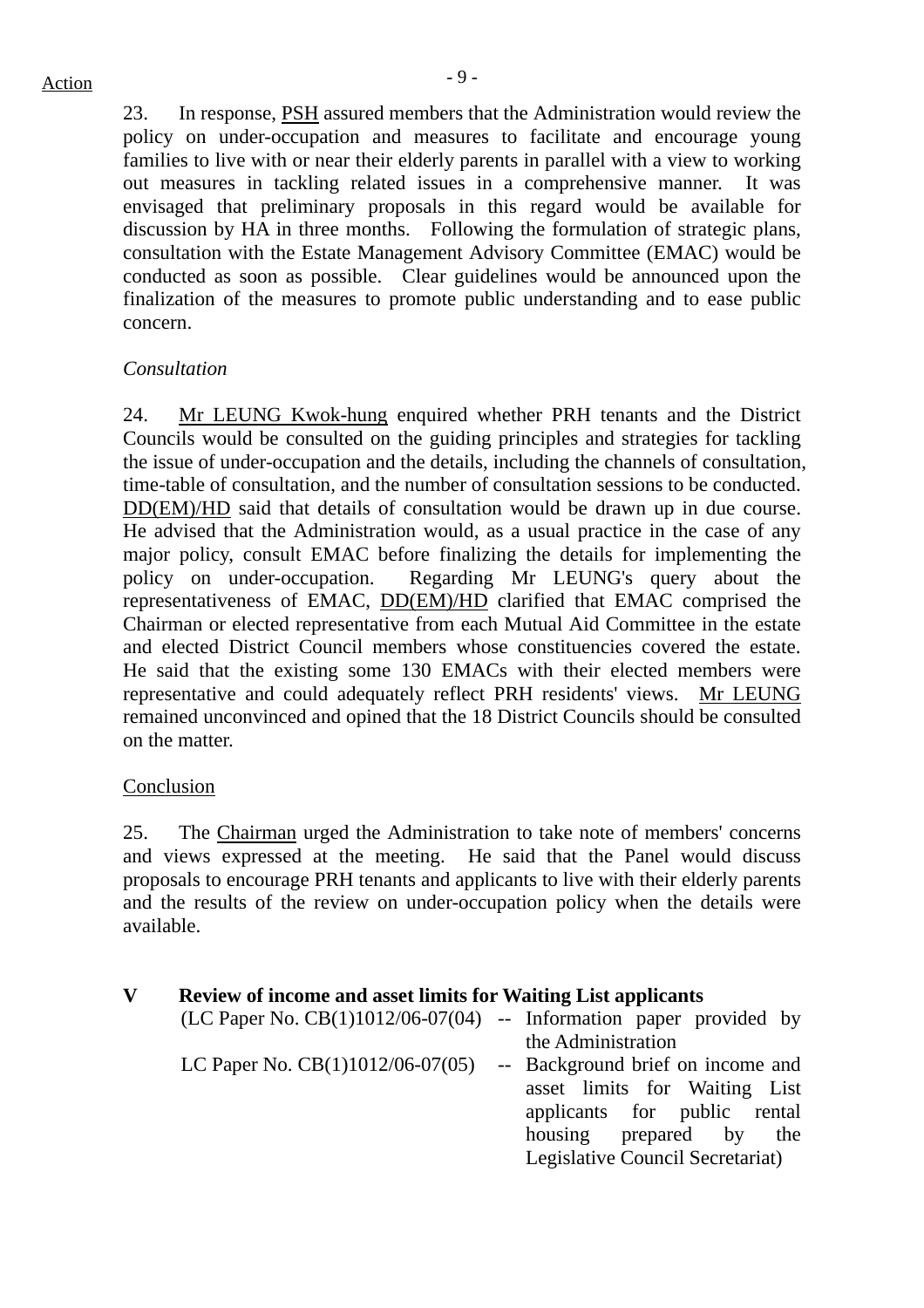23. In response, PSH assured members that the Administration would review the policy on under-occupation and measures to facilitate and encourage young families to live with or near their elderly parents in parallel with a view to working out measures in tackling related issues in a comprehensive manner. It was envisaged that preliminary proposals in this regard would be available for discussion by HA in three months. Following the formulation of strategic plans, consultation with the Estate Management Advisory Committee (EMAC) would be conducted as soon as possible. Clear guidelines would be announced upon the finalization of the measures to promote public understanding and to ease public concern.

*Consultation*

24. Mr LEUNG Kwok-hung enquired whether PRH tenants and the District Councils would be consulted on the guiding principles and strategies for tackling the issue of under-occupation and the details, including the channels of consultation, time-table of consultation, and the number of consultation sessions to be conducted. DD(EM)/HD said that details of consultation would be drawn up in due course. He advised that the Administration would, as a usual practice in the case of any major policy, consult EMAC before finalizing the details for implementing the policy on under-occupation. Regarding Mr LEUNG's query about the representativeness of EMAC, DD(EM)/HD clarified that EMAC comprised the Chairman or elected representative from each Mutual Aid Committee in the estate and elected District Council members whose constituencies covered the estate. He said that the existing some 130 EMACs with their elected members were representative and could adequately reflect PRH residents' views. Mr LEUNG remained unconvinced and opined that the 18 District Councils should be consulted on the matter.

Conclusion

25. The Chairman urged the Administration to take note of members' concerns and views expressed at the meeting. He said that the Panel would discuss proposals to encourage PRH tenants and applicants to live with their elderly parents and the results of the review on under-occupation policy when the details were available.

## V Review of income and asset limits for Waiting List applicants

(LC Paper No. CB(1)1012/06-07(04) -- Information paper provided by the Administration

LC Paper No. CB(1)1012/06-07(05) -- Background brief on income and asset limits for Waiting List applicants for public rental housing prepared by the Legislative Council Secretariat)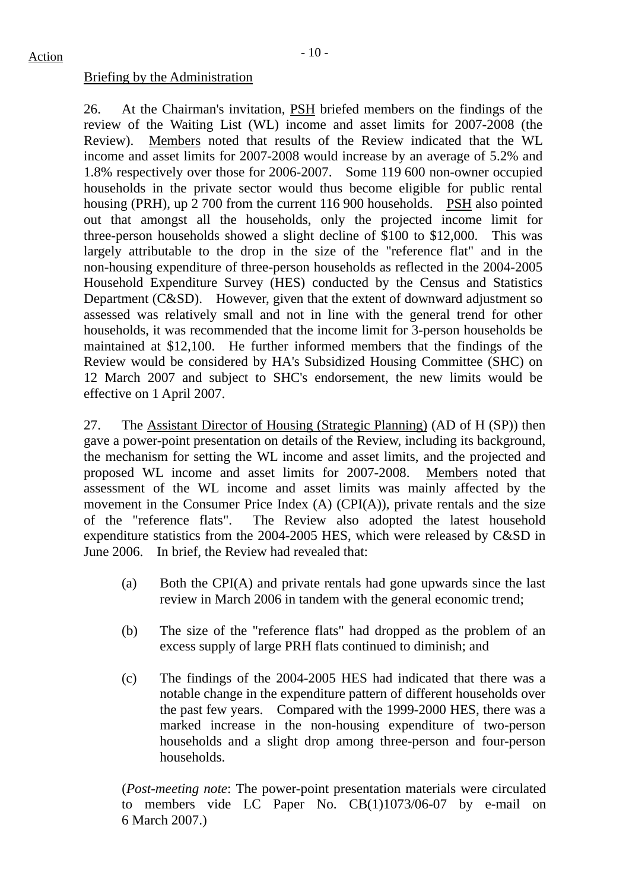Briefing by the Administration

26. At the Chairman's invitation, PSH briefed members on the findings of the review of the Waiting List (WL) income and asset limits for 2007-2008 (the Review). Members noted that results of the Review indicated that the WL income and asset limits for 2007-2008 would increase by an average of 5.2% and 1.8% respectively over those for 2006-2007. Some 119 600 non-owner occupied households in the private sector would thus become eligible for public rental housing (PRH), up 2 700 from the current 116 900 households. PSH also pointed out that amongst all the households, only the projected income limit for three-person households showed a slight decline of $100 to $12,000. This was largely attributable to the drop in the size of the "reference flat" and in the non-housing expenditure of three-person households as reflected in the 2004-2005 Household Expenditure Survey (HES) conducted by the Census and Statistics Department (C&SD). However, given that the extent of downward adjustment so assessed was relatively small and not in line with the general trend for other households, it was recommended that the income limit for 3-person households be maintained at $12,100. He further informed members that the findings of the Review would be considered by HA's Subsidized Housing Committee (SHC) on 12 March 2007 and subject to SHC's endorsement, the new limits would be effective on 1 April 2007.

27. The Assistant Director of Housing (Strategic Planning) (AD of H (SP)) then gave a power-point presentation on details of the Review, including its background, the mechanism for setting the WL income and asset limits, and the projected and proposed WL income and asset limits for 2007-2008. Members noted that assessment of the WL income and asset limits was mainly affected by the movement in the Consumer Price Index (A) (CPI(A)), private rentals and the size of the "reference flats". The Review also adopted the latest household expenditure statistics from the 2004-2005 HES, which were released by C&SD in June 2006. In brief, the Review had revealed that:

(a) Both the CPI(A) and private rentals had gone upwards since the last review in March 2006 in tandem with the general economic trend;

(b) The size of the "reference flats" had dropped as the problem of an excess supply of large PRH flats continued to diminish; and

(c) The findings of the 2004-2005 HES had indicated that there was a notable change in the expenditure pattern of different households over the past few years. Compared with the 1999-2000 HES, there was a marked increase in the non-housing expenditure of two-person households and a slight drop among three-person and four-person households.

(*Post-meeting note*: The power-point presentation materials were circulated to members vide LC Paper No. CB(1)1073/06-07 by e-mail on 6 March 2007.)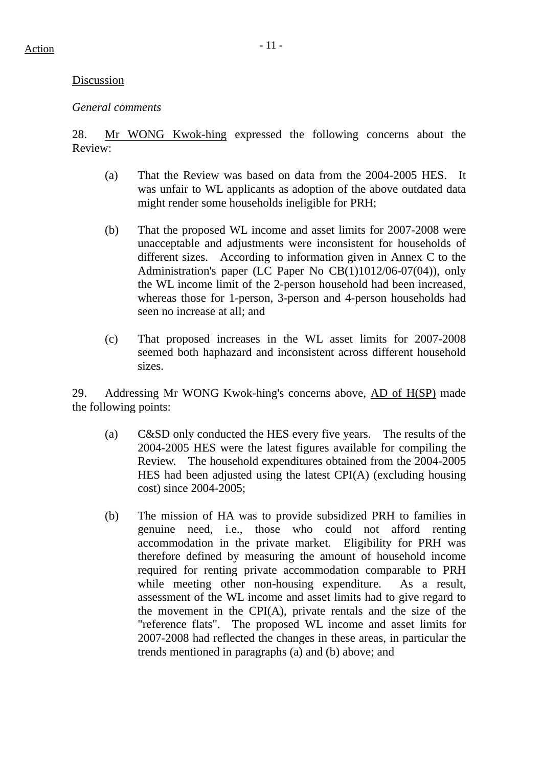Action

Discussion

*General comments*

28. Mr WONG Kwok-hing expressed the following concerns about the Review:

(a) That the Review was based on data from the 2004-2005 HES. It was unfair to WL applicants as adoption of the above outdated data might render some households ineligible for PRH;

(b) That the proposed WL income and asset limits for 2007-2008 were unacceptable and adjustments were inconsistent for households of different sizes. According to information given in Annex C to the Administration's paper (LC Paper No CB(1)1012/06-07(04)), only the WL income limit of the 2-person household had been increased, whereas those for 1-person, 3-person and 4-person households had seen no increase at all; and

(c) That proposed increases in the WL asset limits for 2007-2008 seemed both haphazard and inconsistent across different household sizes.

29. Addressing Mr WONG Kwok-hing's concerns above, AD of H(SP) made the following points:

(a) C&SD only conducted the HES every five years. The results of the 2004-2005 HES were the latest figures available for compiling the Review. The household expenditures obtained from the 2004-2005 HES had been adjusted using the latest CPI(A) (excluding housing cost) since 2004-2005;

(b) The mission of HA was to provide subsidized PRH to families in genuine need, i.e., those who could not afford renting accommodation in the private market. Eligibility for PRH was therefore defined by measuring the amount of household income required for renting private accommodation comparable to PRH while meeting other non-housing expenditure. As a result, assessment of the WL income and asset limits had to give regard to the movement in the CPI(A), private rentals and the size of the "reference flats". The proposed WL income and asset limits for 2007-2008 had reflected the changes in these areas, in particular the trends mentioned in paragraphs (a) and (b) above; and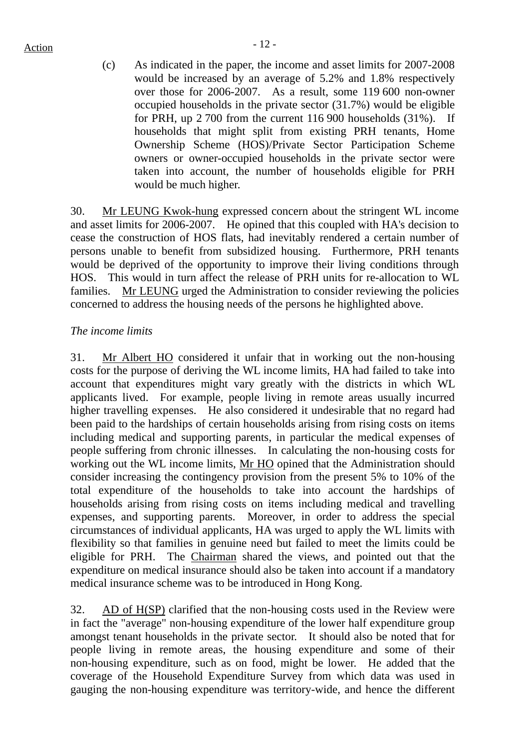(c) As indicated in the paper, the income and asset limits for 2007-2008 would be increased by an average of 5.2% and 1.8% respectively over those for 2006-2007. As a result, some 119 600 non-owner occupied households in the private sector (31.7%) would be eligible for PRH, up 2 700 from the current 116 900 households (31%). If households that might split from existing PRH tenants, Home Ownership Scheme (HOS)/Private Sector Participation Scheme owners or owner-occupied households in the private sector were taken into account, the number of households eligible for PRH would be much higher.

30. Mr LEUNG Kwok-hung expressed concern about the stringent WL income and asset limits for 2006-2007. He opined that this coupled with HA's decision to cease the construction of HOS flats, had inevitably rendered a certain number of persons unable to benefit from subsidized housing. Furthermore, PRH tenants would be deprived of the opportunity to improve their living conditions through HOS. This would in turn affect the release of PRH units for re-allocation to WL families. Mr LEUNG urged the Administration to consider reviewing the policies concerned to address the housing needs of the persons he highlighted above.

*The income limits*

31. Mr Albert HO considered it unfair that in working out the non-housing costs for the purpose of deriving the WL income limits, HA had failed to take into account that expenditures might vary greatly with the districts in which WL applicants lived. For example, people living in remote areas usually incurred higher travelling expenses. He also considered it undesirable that no regard had been paid to the hardships of certain households arising from rising costs on items including medical and supporting parents, in particular the medical expenses of people suffering from chronic illnesses. In calculating the non-housing costs for working out the WL income limits, Mr HO opined that the Administration should consider increasing the contingency provision from the present 5% to 10% of the total expenditure of the households to take into account the hardships of households arising from rising costs on items including medical and travelling expenses, and supporting parents. Moreover, in order to address the special circumstances of individual applicants, HA was urged to apply the WL limits with flexibility so that families in genuine need but failed to meet the limits could be eligible for PRH. The Chairman shared the views, and pointed out that the expenditure on medical insurance should also be taken into account if a mandatory medical insurance scheme was to be introduced in Hong Kong.

32. AD of H(SP) clarified that the non-housing costs used in the Review were in fact the "average" non-housing expenditure of the lower half expenditure group amongst tenant households in the private sector. It should also be noted that for people living in remote areas, the housing expenditure and some of their non-housing expenditure, such as on food, might be lower. He added that the coverage of the Household Expenditure Survey from which data was used in gauging the non-housing expenditure was territory-wide, and hence the different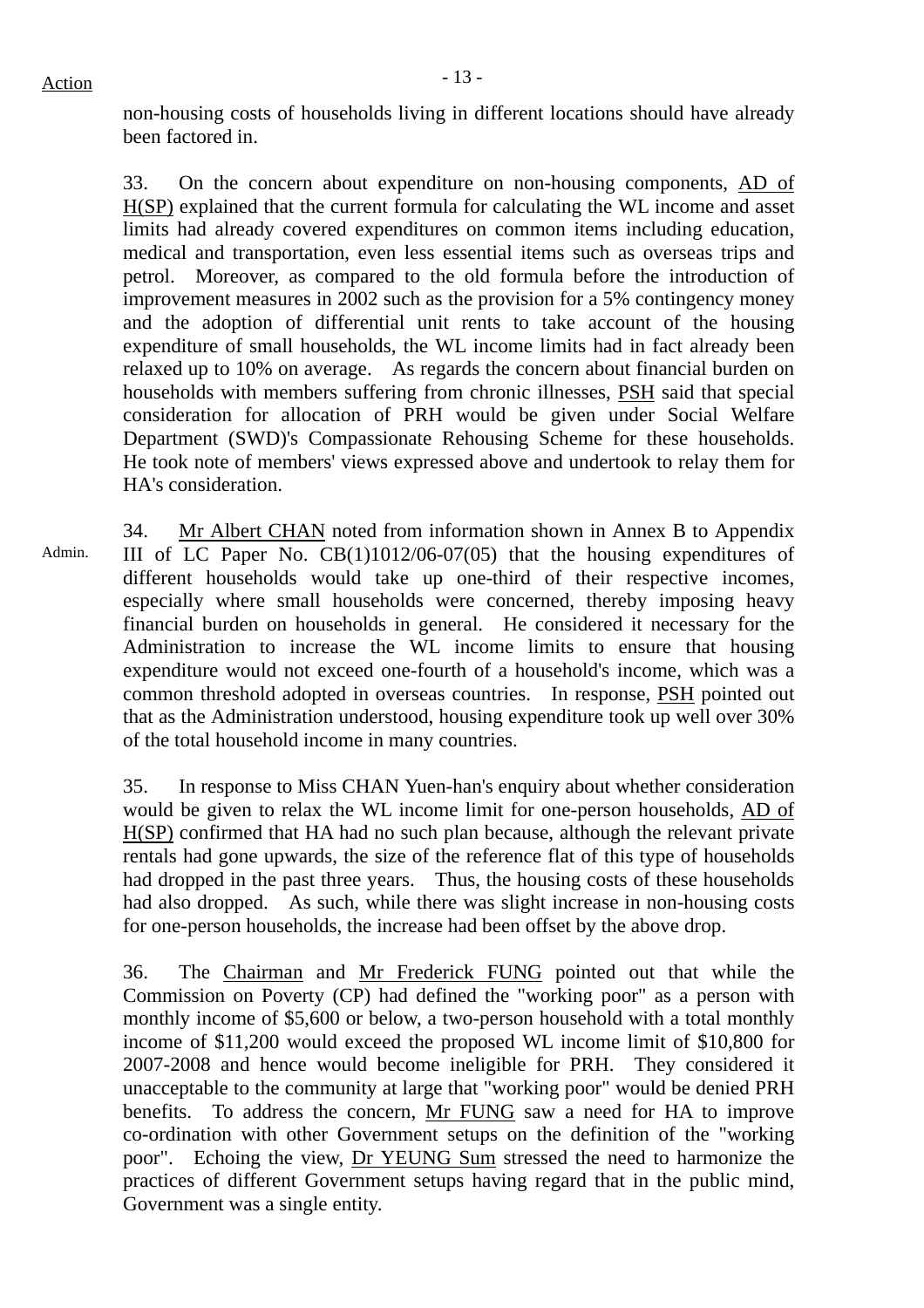Action

non-housing costs of households living in different locations should have already been factored in.

33. On the concern about expenditure on non-housing components, AD of H(SP) explained that the current formula for calculating the WL income and asset limits had already covered expenditures on common items including education, medical and transportation, even less essential items such as overseas trips and petrol. Moreover, as compared to the old formula before the introduction of improvement measures in 2002 such as the provision for a 5% contingency money and the adoption of differential unit rents to take account of the housing expenditure of small households, the WL income limits had in fact already been relaxed up to 10% on average. As regards the concern about financial burden on households with members suffering from chronic illnesses, PSH said that special consideration for allocation of PRH would be given under Social Welfare Department (SWD)'s Compassionate Rehousing Scheme for these households. He took note of members' views expressed above and undertook to relay them for HA's consideration.

Admin.

34. Mr Albert CHAN noted from information shown in Annex B to Appendix III of LC Paper No. CB(1)1012/06-07(05) that the housing expenditures of different households would take up one-third of their respective incomes, especially where small households were concerned, thereby imposing heavy financial burden on households in general. He considered it necessary for the Administration to increase the WL income limits to ensure that housing expenditure would not exceed one-fourth of a household's income, which was a common threshold adopted in overseas countries. In response, PSH pointed out that as the Administration understood, housing expenditure took up well over 30% of the total household income in many countries.

35. In response to Miss CHAN Yuen-han's enquiry about whether consideration would be given to relax the WL income limit for one-person households, AD of H(SP) confirmed that HA had no such plan because, although the relevant private rentals had gone upwards, the size of the reference flat of this type of households had dropped in the past three years. Thus, the housing costs of these households had also dropped. As such, while there was slight increase in non-housing costs for one-person households, the increase had been offset by the above drop.

36. The Chairman and Mr Frederick FUNG pointed out that while the Commission on Poverty (CP) had defined the "working poor" as a person with monthly income of $5,600 or below, a two-person household with a total monthly income of $11,200 would exceed the proposed WL income limit of $10,800 for 2007-2008 and hence would become ineligible for PRH. They considered it unacceptable to the community at large that "working poor" would be denied PRH benefits. To address the concern, Mr FUNG saw a need for HA to improve co-ordination with other Government setups on the definition of the "working poor". Echoing the view, Dr YEUNG Sum stressed the need to harmonize the practices of different Government setups having regard that in the public mind, Government was a single entity.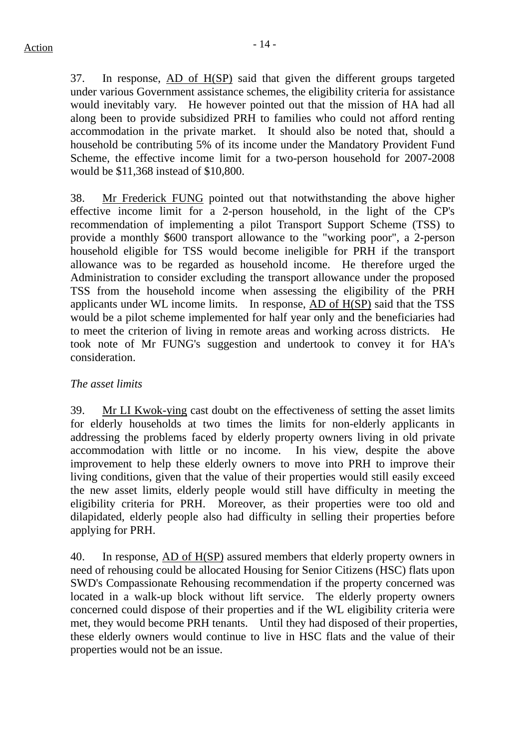37. In response, AD of H(SP) said that given the different groups targeted under various Government assistance schemes, the eligibility criteria for assistance would inevitably vary. He however pointed out that the mission of HA had all along been to provide subsidized PRH to families who could not afford renting accommodation in the private market. It should also be noted that, should a household be contributing 5% of its income under the Mandatory Provident Fund Scheme, the effective income limit for a two-person household for 2007-2008 would be $11,368 instead of $10,800.

38. Mr Frederick FUNG pointed out that notwithstanding the above higher effective income limit for a 2-person household, in the light of the CP's recommendation of implementing a pilot Transport Support Scheme (TSS) to provide a monthly $600 transport allowance to the "working poor", a 2-person household eligible for TSS would become ineligible for PRH if the transport allowance was to be regarded as household income. He therefore urged the Administration to consider excluding the transport allowance under the proposed TSS from the household income when assessing the eligibility of the PRH applicants under WL income limits. In response, AD of H(SP) said that the TSS would be a pilot scheme implemented for half year only and the beneficiaries had to meet the criterion of living in remote areas and working across districts. He took note of Mr FUNG's suggestion and undertook to convey it for HA's consideration.

*The asset limits*

39. Mr LI Kwok-ying cast doubt on the effectiveness of setting the asset limits for elderly households at two times the limits for non-elderly applicants in addressing the problems faced by elderly property owners living in old private accommodation with little or no income. In his view, despite the above improvement to help these elderly owners to move into PRH to improve their living conditions, given that the value of their properties would still easily exceed the new asset limits, elderly people would still have difficulty in meeting the eligibility criteria for PRH. Moreover, as their properties were too old and dilapidated, elderly people also had difficulty in selling their properties before applying for PRH.

40. In response, AD of H(SP) assured members that elderly property owners in need of rehousing could be allocated Housing for Senior Citizens (HSC) flats upon SWD's Compassionate Rehousing recommendation if the property concerned was located in a walk-up block without lift service. The elderly property owners concerned could dispose of their properties and if the WL eligibility criteria were met, they would become PRH tenants. Until they had disposed of their properties, these elderly owners would continue to live in HSC flats and the value of their properties would not be an issue.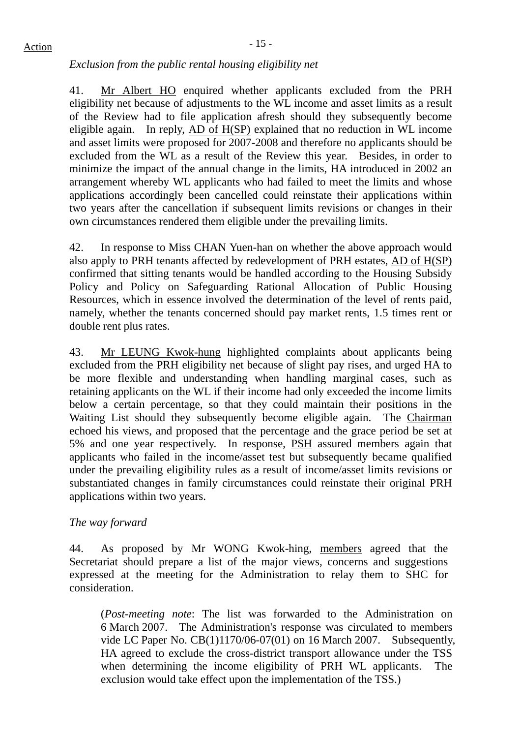Action

*Exclusion from the public rental housing eligibility net*

41. Mr Albert HO enquired whether applicants excluded from the PRH eligibility net because of adjustments to the WL income and asset limits as a result of the Review had to file application afresh should they subsequently become eligible again. In reply, AD of H(SP) explained that no reduction in WL income and asset limits were proposed for 2007-2008 and therefore no applicants should be excluded from the WL as a result of the Review this year. Besides, in order to minimize the impact of the annual change in the limits, HA introduced in 2002 an arrangement whereby WL applicants who had failed to meet the limits and whose applications accordingly been cancelled could reinstate their applications within two years after the cancellation if subsequent limits revisions or changes in their own circumstances rendered them eligible under the prevailing limits.

42. In response to Miss CHAN Yuen-han on whether the above approach would also apply to PRH tenants affected by redevelopment of PRH estates, AD of H(SP) confirmed that sitting tenants would be handled according to the Housing Subsidy Policy and Policy on Safeguarding Rational Allocation of Public Housing Resources, which in essence involved the determination of the level of rents paid, namely, whether the tenants concerned should pay market rents, 1.5 times rent or double rent plus rates.

43. Mr LEUNG Kwok-hung highlighted complaints about applicants being excluded from the PRH eligibility net because of slight pay rises, and urged HA to be more flexible and understanding when handling marginal cases, such as retaining applicants on the WL if their income had only exceeded the income limits below a certain percentage, so that they could maintain their positions in the Waiting List should they subsequently become eligible again. The Chairman echoed his views, and proposed that the percentage and the grace period be set at 5% and one year respectively. In response, PSH assured members again that applicants who failed in the income/asset test but subsequently became qualified under the prevailing eligibility rules as a result of income/asset limits revisions or substantiated changes in family circumstances could reinstate their original PRH applications within two years.

*The way forward*

44. As proposed by Mr WONG Kwok-hing, members agreed that the Secretariat should prepare a list of the major views, concerns and suggestions expressed at the meeting for the Administration to relay them to SHC for consideration.

(*Post-meeting note*: The list was forwarded to the Administration on 6 March 2007. The Administration's response was circulated to members vide LC Paper No. CB(1)1170/06-07(01) on 16 March 2007. Subsequently, HA agreed to exclude the cross-district transport allowance under the TSS when determining the income eligibility of PRH WL applicants. The exclusion would take effect upon the implementation of the TSS.)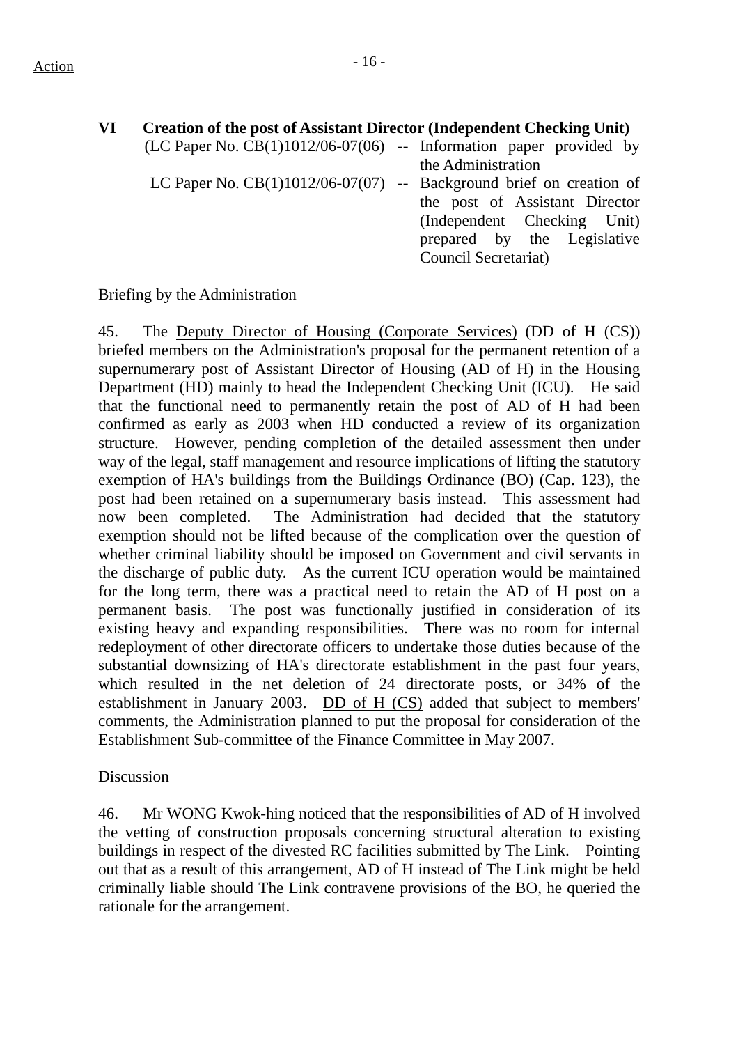Action

## VI Creation of the post of Assistant Director (Independent Checking Unit)

(LC Paper No. CB(1)1012/06-07(06) -- Information paper provided by the Administration

LC Paper No. CB(1)1012/06-07(07) -- Background brief on creation of the post of Assistant Director (Independent Checking Unit) prepared by the Legislative Council Secretariat)

Briefing by the Administration

45. The Deputy Director of Housing (Corporate Services) (DD of H (CS)) briefed members on the Administration's proposal for the permanent retention of a supernumerary post of Assistant Director of Housing (AD of H) in the Housing Department (HD) mainly to head the Independent Checking Unit (ICU). He said that the functional need to permanently retain the post of AD of H had been confirmed as early as 2003 when HD conducted a review of its organization structure. However, pending completion of the detailed assessment then under way of the legal, staff management and resource implications of lifting the statutory exemption of HA's buildings from the Buildings Ordinance (BO) (Cap. 123), the post had been retained on a supernumerary basis instead. This assessment had now been completed. The Administration had decided that the statutory exemption should not be lifted because of the complication over the question of whether criminal liability should be imposed on Government and civil servants in the discharge of public duty. As the current ICU operation would be maintained for the long term, there was a practical need to retain the AD of H post on a permanent basis. The post was functionally justified in consideration of its existing heavy and expanding responsibilities. There was no room for internal redeployment of other directorate officers to undertake those duties because of the substantial downsizing of HA's directorate establishment in the past four years, which resulted in the net deletion of 24 directorate posts, or 34% of the establishment in January 2003. DD of H (CS) added that subject to members' comments, the Administration planned to put the proposal for consideration of the Establishment Sub-committee of the Finance Committee in May 2007.

Discussion

46. Mr WONG Kwok-hing noticed that the responsibilities of AD of H involved the vetting of construction proposals concerning structural alteration to existing buildings in respect of the divested RC facilities submitted by The Link. Pointing out that as a result of this arrangement, AD of H instead of The Link might be held criminally liable should The Link contravene provisions of the BO, he queried the rationale for the arrangement.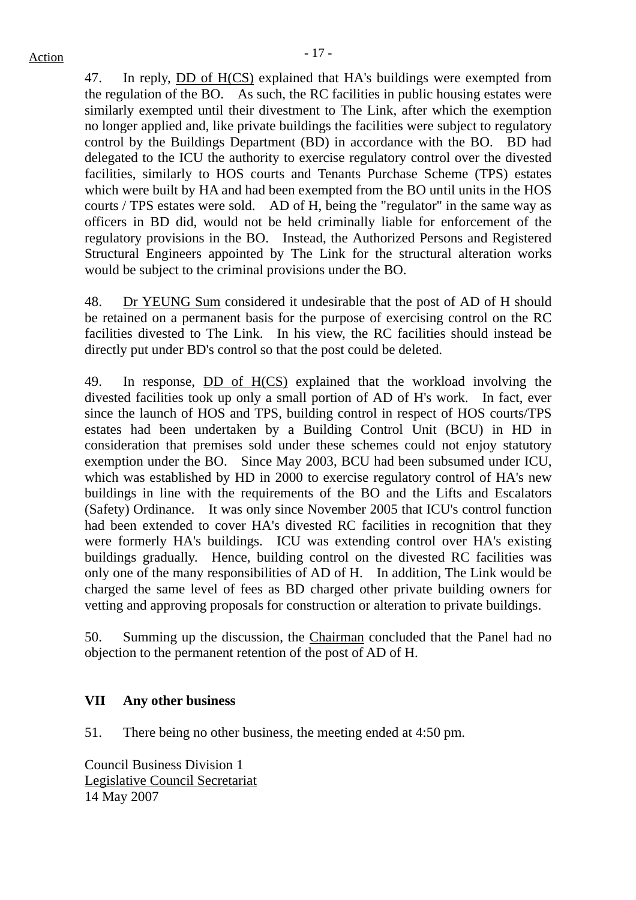Action

47. In reply, DD of H(CS) explained that HA's buildings were exempted from the regulation of the BO. As such, the RC facilities in public housing estates were similarly exempted until their divestment to The Link, after which the exemption no longer applied and, like private buildings the facilities were subject to regulatory control by the Buildings Department (BD) in accordance with the BO. BD had delegated to the ICU the authority to exercise regulatory control over the divested facilities, similarly to HOS courts and Tenants Purchase Scheme (TPS) estates which were built by HA and had been exempted from the BO until units in the HOS courts / TPS estates were sold. AD of H, being the "regulator" in the same way as officers in BD did, would not be held criminally liable for enforcement of the regulatory provisions in the BO. Instead, the Authorized Persons and Registered Structural Engineers appointed by The Link for the structural alteration works would be subject to the criminal provisions under the BO.

48. Dr YEUNG Sum considered it undesirable that the post of AD of H should be retained on a permanent basis for the purpose of exercising control on the RC facilities divested to The Link. In his view, the RC facilities should instead be directly put under BD's control so that the post could be deleted.

49. In response, DD of H(CS) explained that the workload involving the divested facilities took up only a small portion of AD of H's work. In fact, ever since the launch of HOS and TPS, building control in respect of HOS courts/TPS estates had been undertaken by a Building Control Unit (BCU) in HD in consideration that premises sold under these schemes could not enjoy statutory exemption under the BO. Since May 2003, BCU had been subsumed under ICU, which was established by HD in 2000 to exercise regulatory control of HA's new buildings in line with the requirements of the BO and the Lifts and Escalators (Safety) Ordinance. It was only since November 2005 that ICU's control function had been extended to cover HA's divested RC facilities in recognition that they were formerly HA's buildings. ICU was extending control over HA's existing buildings gradually. Hence, building control on the divested RC facilities was only one of the many responsibilities of AD of H. In addition, The Link would be charged the same level of fees as BD charged other private building owners for vetting and approving proposals for construction or alteration to private buildings.

50. Summing up the discussion, the Chairman concluded that the Panel had no objection to the permanent retention of the post of AD of H.

**VII Any other business**

51. There being no other business, the meeting ended at 4:50 pm.

Council Business Division 1
Legislative Council Secretariat
14 May 2007